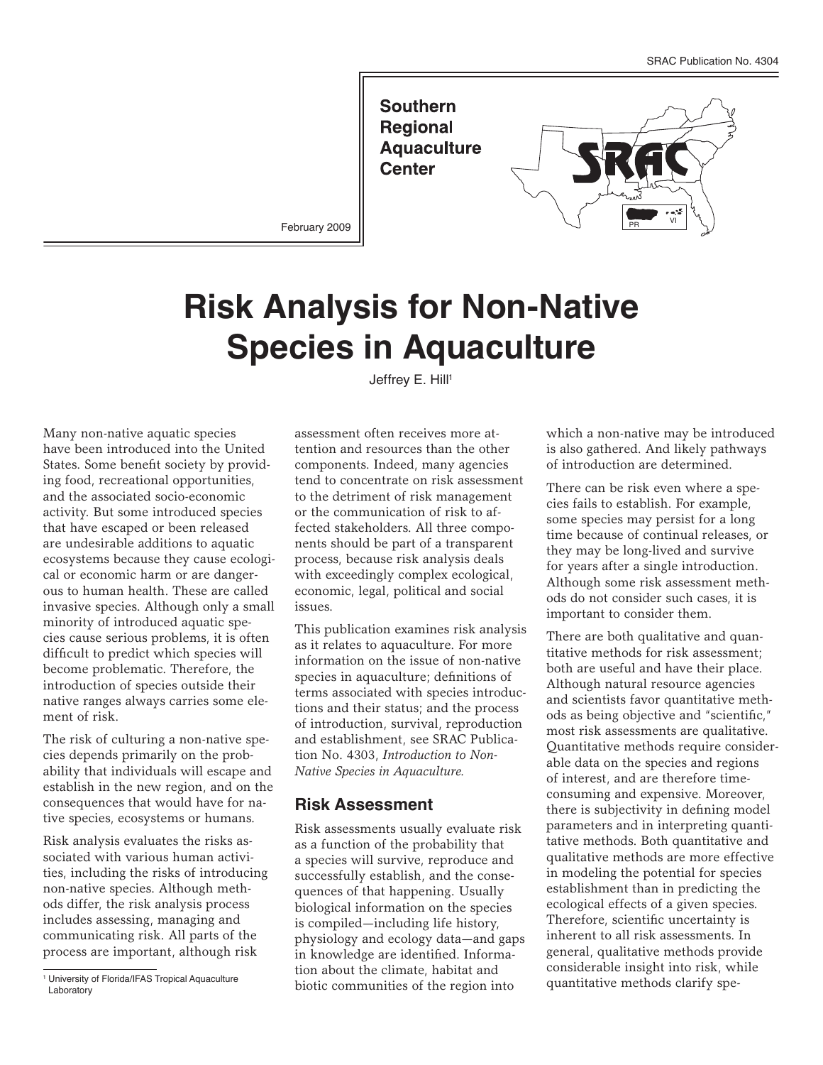SRAC Publication No. 4304

**Southern Regional Aquaculture Center**

February 2009

# Risk Analysis for Non-Native Species in Aquaculture

Jeffrey E. Hill[1]

Many non-native aquatic species have been introduced into the United States. Some benefit society by providing food, recreational opportunities, and the associated socio-economic activity. But some introduced species that have escaped or been released are undesirable additions to aquatic ecosystems because they cause ecological or economic harm or are dangerous to human health. These are called invasive species. Although only a small minority of introduced aquatic species cause serious problems, it is often difficult to predict which species will become problematic. Therefore, the introduction of species outside their native ranges always carries some element of risk.

The risk of culturing a non-native species depends primarily on the probability that individuals will escape and establish in the new region, and on the consequences that would have for native species, ecosystems or humans.

Risk analysis evaluates the risks associated with various human activities, including the risks of introducing non-native species. Although methods differ, the risk analysis process includes assessing, managing and communicating risk. All parts of the process are important, although risk assessment often receives more attention and resources than the other components. Indeed, many agencies tend to concentrate on risk assessment to the detriment of risk management or the communication of risk to affected stakeholders. All three components should be part of a transparent process, because risk analysis deals with exceedingly complex ecological, economic, legal, political and social issues.

This publication examines risk analysis as it relates to aquaculture. For more information on the issue of non-native species in aquaculture; definitions of terms associated with species introductions and their status; and the process of introduction, survival, reproduction and establishment, see SRAC Publication No. 4303, *Introduction to Non-Native Species in Aquaculture.*

## Risk Assessment

Risk assessments usually evaluate risk as a function of the probability that a species will survive, reproduce and successfully establish, and the consequences of that happening. Usually biological information on the species is compiled—including life history, physiology and ecology data—and gaps in knowledge are identified. Information about the climate, habitat and biotic communities of the region into which a non-native may be introduced is also gathered. And likely pathways of introduction are determined.

There can be risk even where a species fails to establish. For example, some species may persist for a long time because of continual releases, or they may be long-lived and survive for years after a single introduction. Although some risk assessment methods do not consider such cases, it is important to consider them.

There are both qualitative and quantitative methods for risk assessment; both are useful and have their place. Although natural resource agencies and scientists favor quantitative methods as being objective and "scientific," most risk assessments are qualitative. Quantitative methods require considerable data on the species and regions of interest, and are therefore time-consuming and expensive. Moreover, there is subjectivity in defining model parameters and in interpreting quantitative methods. Both quantitative and qualitative methods are more effective in modeling the potential for species establishment than in predicting the ecological effects of a given species. Therefore, scientific uncertainty is inherent to all risk assessments. In general, qualitative methods provide considerable insight into risk, while quantitative methods clarify spe-

[1] University of Florida/IFAS Tropical Aquaculture Laboratory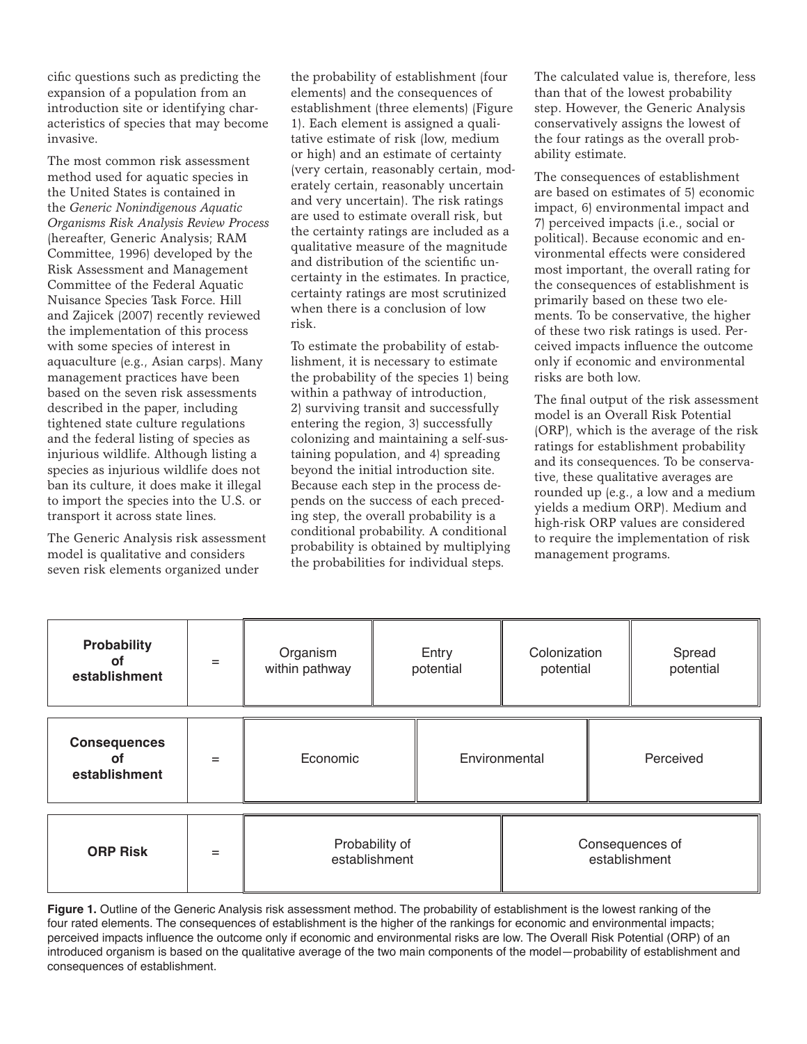cific questions such as predicting the expansion of a population from an introduction site or identifying characteristics of species that may become invasive.

The most common risk assessment method used for aquatic species in the United States is contained in the *Generic Nonindigenous Aquatic Organisms Risk Analysis Review Process* (hereafter, Generic Analysis; RAM Committee, 1996) developed by the Risk Assessment and Management Committee of the Federal Aquatic Nuisance Species Task Force. Hill and Zajicek (2007) recently reviewed the implementation of this process with some species of interest in aquaculture (e.g., Asian carps). Many management practices have been based on the seven risk assessments described in the paper, including tightened state culture regulations and the federal listing of species as injurious wildlife. Although listing a species as injurious wildlife does not ban its culture, it does make it illegal to import the species into the U.S. or transport it across state lines.

The Generic Analysis risk assessment model is qualitative and considers seven risk elements organized under the probability of establishment (four elements) and the consequences of establishment (three elements) (Figure 1). Each element is assigned a qualitative estimate of risk (low, medium or high) and an estimate of certainty (very certain, reasonably certain, moderately certain, reasonably uncertain and very uncertain). The risk ratings are used to estimate overall risk, but the certainty ratings are included as a qualitative measure of the magnitude and distribution of the scientific uncertainty in the estimates. In practice, certainty ratings are most scrutinized when there is a conclusion of low risk.

To estimate the probability of establishment, it is necessary to estimate the probability of the species 1) being within a pathway of introduction, 2) surviving transit and successfully entering the region, 3) successfully colonizing and maintaining a self-sustaining population, and 4) spreading beyond the initial introduction site. Because each step in the process depends on the success of each preceding step, the overall probability is a conditional probability. A conditional probability is obtained by multiplying the probabilities for individual steps. The calculated value is, therefore, less than that of the lowest probability step. However, the Generic Analysis conservatively assigns the lowest of the four ratings as the overall probability estimate.

The consequences of establishment are based on estimates of 5) economic impact, 6) environmental impact and 7) perceived impacts (i.e., social or political). Because economic and environmental effects were considered most important, the overall rating for the consequences of establishment is primarily based on these two elements. To be conservative, the higher of these two risk ratings is used. Perceived impacts influence the outcome only if economic and environmental risks are both low.

The final output of the risk assessment model is an Overall Risk Potential (ORP), which is the average of the risk ratings for establishment probability and its consequences. To be conservative, these qualitative averages are rounded up (e.g., a low and a medium yields a medium ORP). Medium and high-risk ORP values are considered to require the implementation of risk management programs.

**Probability of establishment** = Organism within pathway | Entry potential | Colonization potential | Spread potential

**Consequences of establishment** = Economic | Environmental | Perceived

**ORP Risk** = Probability of establishment | Consequences of establishment

**Figure 1.** Outline of the Generic Analysis risk assessment method. The probability of establishment is the lowest ranking of the four rated elements. The consequences of establishment is the higher of the rankings for economic and environmental impacts; perceived impacts influence the outcome only if economic and environmental risks are low. The Overall Risk Potential (ORP) of an introduced organism is based on the qualitative average of the two main components of the model—probability of establishment and consequences of establishment.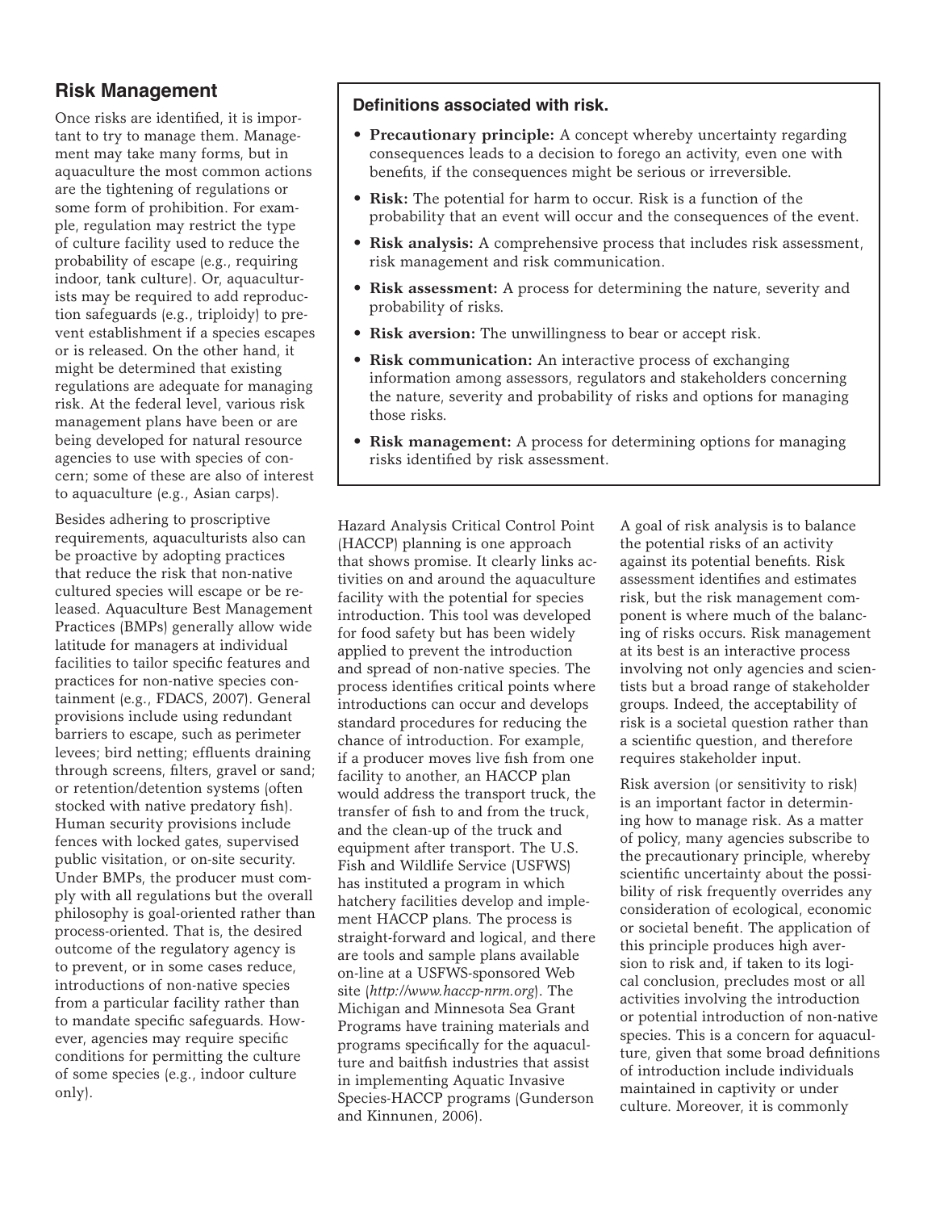## Risk Management

Once risks are identified, it is important to try to manage them. Management may take many forms, but in aquaculture the most common actions are the tightening of regulations or some form of prohibition. For example, regulation may restrict the type of culture facility used to reduce the probability of escape (e.g., requiring indoor, tank culture). Or, aquaculturists may be required to add reproduction safeguards (e.g., triploidy) to prevent establishment if a species escapes or is released. On the other hand, it might be determined that existing regulations are adequate for managing risk. At the federal level, various risk management plans have been or are being developed for natural resource agencies to use with species of concern; some of these are also of interest to aquaculture (e.g., Asian carps).

Besides adhering to proscriptive requirements, aquaculturists also can be proactive by adopting practices that reduce the risk that non-native cultured species will escape or be released. Aquaculture Best Management Practices (BMPs) generally allow wide latitude for managers at individual facilities to tailor specific features and practices for non-native species containment (e.g., FDACS, 2007). General provisions include using redundant barriers to escape, such as perimeter levees; bird netting; effluents draining through screens, filters, gravel or sand; or retention/detention systems (often stocked with native predatory fish). Human security provisions include fences with locked gates, supervised public visitation, or on-site security. Under BMPs, the producer must comply with all regulations but the overall philosophy is goal-oriented rather than process-oriented. That is, the desired outcome of the regulatory agency is to prevent, or in some cases reduce, introductions of non-native species from a particular facility rather than to mandate specific safeguards. However, agencies may require specific conditions for permitting the culture of some species (e.g., indoor culture only).

### Definitions associated with risk.

- **Precautionary principle:** A concept whereby uncertainty regarding consequences leads to a decision to forego an activity, even one with benefits, if the consequences might be serious or irreversible.
- **Risk:** The potential for harm to occur. Risk is a function of the probability that an event will occur and the consequences of the event.
- **Risk analysis:** A comprehensive process that includes risk assessment, risk management and risk communication.
- **Risk assessment:** A process for determining the nature, severity and probability of risks.
- **Risk aversion:** The unwillingness to bear or accept risk.
- **Risk communication:** An interactive process of exchanging information among assessors, regulators and stakeholders concerning the nature, severity and probability of risks and options for managing those risks.
- **Risk management:** A process for determining options for managing risks identified by risk assessment.

Hazard Analysis Critical Control Point (HACCP) planning is one approach that shows promise. It clearly links activities on and around the aquaculture facility with the potential for species introduction. This tool was developed for food safety but has been widely applied to prevent the introduction and spread of non-native species. The process identifies critical points where introductions can occur and develops standard procedures for reducing the chance of introduction. For example, if a producer moves live fish from one facility to another, an HACCP plan would address the transport truck, the transfer of fish to and from the truck, and the clean-up of the truck and equipment after transport. The U.S. Fish and Wildlife Service (USFWS) has instituted a program in which hatchery facilities develop and implement HACCP plans. The process is straight-forward and logical, and there are tools and sample plans available on-line at a USFWS-sponsored Web site (*http://www.haccp-nrm.org*). The Michigan and Minnesota Sea Grant Programs have training materials and programs specifically for the aquaculture and baitfish industries that assist in implementing Aquatic Invasive Species-HACCP programs (Gunderson and Kinnunen, 2006).

A goal of risk analysis is to balance the potential risks of an activity against its potential benefits. Risk assessment identifies and estimates risk, but the risk management component is where much of the balancing of risks occurs. Risk management at its best is an interactive process involving not only agencies and scientists but a broad range of stakeholder groups. Indeed, the acceptability of risk is a societal question rather than a scientific question, and therefore requires stakeholder input.

Risk aversion (or sensitivity to risk) is an important factor in determining how to manage risk. As a matter of policy, many agencies subscribe to the precautionary principle, whereby scientific uncertainty about the possibility of risk frequently overrides any consideration of ecological, economic or societal benefit. The application of this principle produces high aversion to risk and, if taken to its logical conclusion, precludes most or all activities involving the introduction or potential introduction of non-native species. This is a concern for aquaculture, given that some broad definitions of introduction include individuals maintained in captivity or under culture. Moreover, it is commonly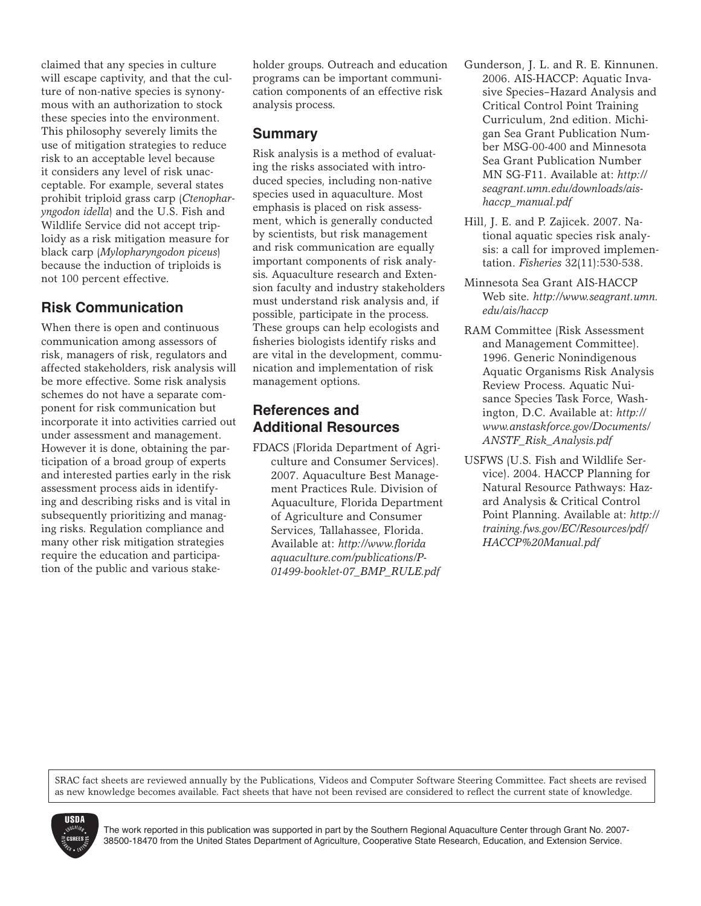claimed that any species in culture will escape captivity, and that the culture of non-native species is synonymous with an authorization to stock these species into the environment. This philosophy severely limits the use of mitigation strategies to reduce risk to an acceptable level because it considers any level of risk unacceptable. For example, several states prohibit triploid grass carp (*Ctenopharyngodon idella*) and the U.S. Fish and Wildlife Service did not accept triploidy as a risk mitigation measure for black carp (*Mylopharyngodon piceus*) because the induction of triploids is not 100 percent effective.

## Risk Communication

When there is open and continuous communication among assessors of risk, managers of risk, regulators and affected stakeholders, risk analysis will be more effective. Some risk analysis schemes do not have a separate component for risk communication but incorporate it into activities carried out under assessment and management. However it is done, obtaining the participation of a broad group of experts and interested parties early in the risk assessment process aids in identifying and describing risks and is vital in subsequently prioritizing and managing risks. Regulation compliance and many other risk mitigation strategies require the education and participation of the public and various stakeholder groups. Outreach and education programs can be important communication components of an effective risk analysis process.

## Summary

Risk analysis is a method of evaluating the risks associated with introduced species, including non-native species used in aquaculture. Most emphasis is placed on risk assessment, which is generally conducted by scientists, but risk management and risk communication are equally important components of risk analysis. Aquaculture research and Extension faculty and industry stakeholders must understand risk analysis and, if possible, participate in the process. These groups can help ecologists and fisheries biologists identify risks and are vital in the development, communication and implementation of risk management options.

## References and Additional Resources

FDACS (Florida Department of Agriculture and Consumer Services). 2007. Aquaculture Best Management Practices Rule. Division of Aquaculture, Florida Department of Agriculture and Consumer Services, Tallahassee, Florida. Available at: *http://www.floridaaquaculture.com/publications/P-01499-booklet-07_BMP_RULE.pdf*

Gunderson, J. L. and R. E. Kinnunen. 2006. AIS-HACCP: Aquatic Invasive Species–Hazard Analysis and Critical Control Point Training Curriculum, 2nd edition. Michigan Sea Grant Publication Number MSG-00-400 and Minnesota Sea Grant Publication Number MN SG-F11. Available at: *http://seagrant.umn.edu/downloads/ais-haccp_manual.pdf*

Hill, J. E. and P. Zajicek. 2007. National aquatic species risk analysis: a call for improved implementation. *Fisheries* 32(11):530-538.

Minnesota Sea Grant AIS-HACCP Web site. *http://www.seagrant.umn.edu/ais/haccp*

RAM Committee (Risk Assessment and Management Committee). 1996. Generic Nonindigenous Aquatic Organisms Risk Analysis Review Process. Aquatic Nuisance Species Task Force, Washington, D.C. Available at: *http://www.anstaskforce.gov/Documents/ANSTF_Risk_Analysis.pdf*

USFWS (U.S. Fish and Wildlife Service). 2004. HACCP Planning for Natural Resource Pathways: Hazard Analysis & Critical Control Point Planning. Available at: *http://training.fws.gov/EC/Resources/pdf/HACCP%20Manual.pdf*

SRAC fact sheets are reviewed annually by the Publications, Videos and Computer Software Steering Committee. Fact sheets are revised as new knowledge becomes available. Fact sheets that have not been revised are considered to reflect the current state of knowledge.

The work reported in this publication was supported in part by the Southern Regional Aquaculture Center through Grant No. 2007-38500-18470 from the United States Department of Agriculture, Cooperative State Research, Education, and Extension Service.